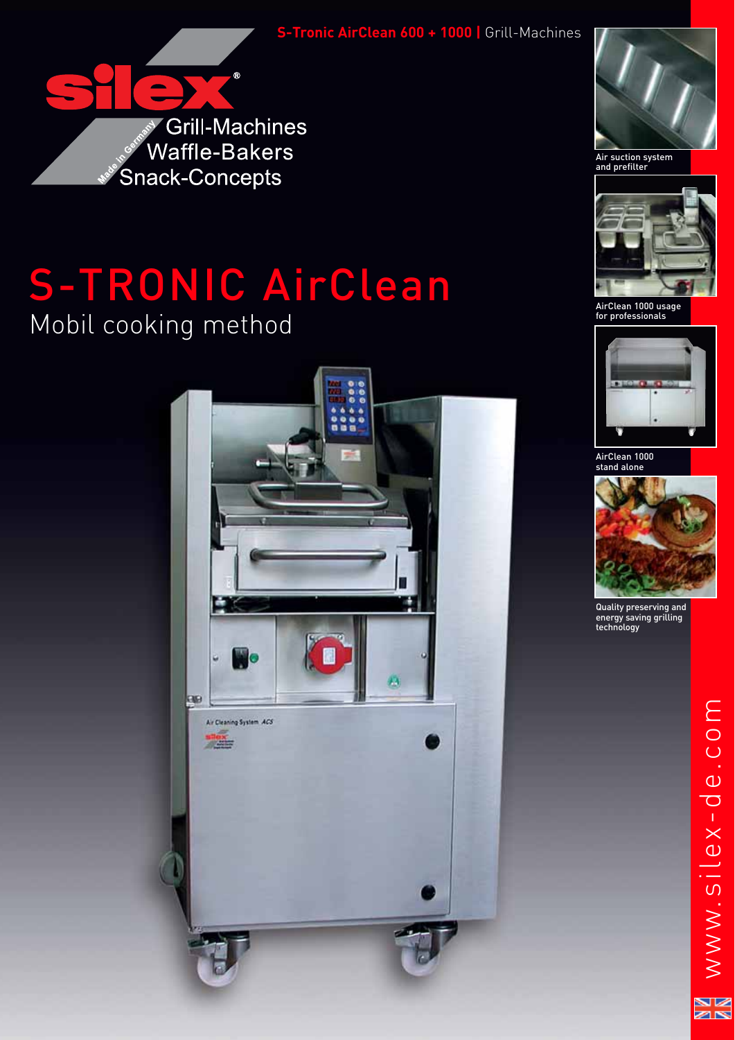S-Tronic AirClean 600 + 1000 | Grill-Machines

silex®

Made in Germany

Grill-Machines
Waffle-Bakers
Snack-Concepts

# S-TRONIC AirClean

## Mobil cooking method

Air suction system and prefilter

AirClean 1000 usage for professionals

AirClean 1000 stand alone

Quality preserving and energy saving grilling technology

www.silex-de.com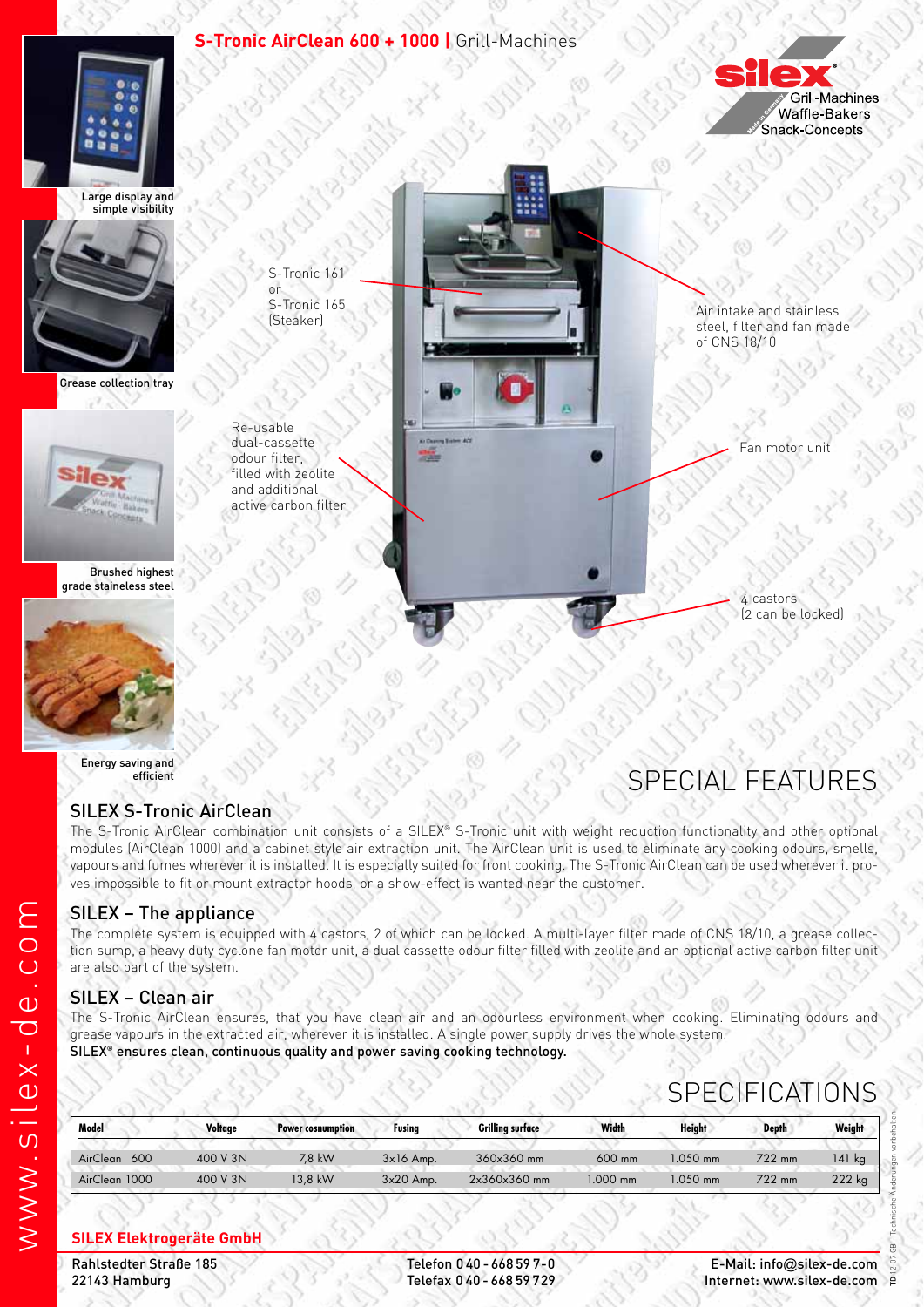# S-Tronic AirClean 600 + 1000 | Grill-Machines

silex® Grill-Machines Waffle-Bakers Snack-Concepts

Large display and simple visibility

Grease collection tray

Brushed highest grade staineless steel

Energy saving and efficient

S-Tronic 161 or S-Tronic 165 (Steaker)

Re-usable dual-cassette odour filter, filled with zeolite and additional active carbon filter

Air intake and stainless steel, filter and fan made of CNS 18/10

Fan motor unit

4 castors (2 can be locked)

## SPECIAL FEATURES

### SILEX S-Tronic AirClean

The S-Tronic AirClean combination unit consists of a SILEX® S-Tronic unit with weight reduction functionality and other optional modules (AirClean 1000) and a cabinet style air extraction unit. The AirClean unit is used to eliminate any cooking odours, smells, vapours and fumes wherever it is installed. It is especially suited for front cooking. The S-Tronic AirClean can be used wherever it proves impossible to fit or mount extractor hoods, or a show-effect is wanted near the customer.

### SILEX – The appliance

The complete system is equipped with 4 castors, 2 of which can be locked. A multi-layer filter made of CNS 18/10, a grease collection sump, a heavy duty cyclone fan motor unit, a dual cassette odour filter filled with zeolite and an optional active carbon filter unit are also part of the system.

### SILEX – Clean air

The S-Tronic AirClean ensures, that you have clean air and an odourless environment when cooking. Eliminating odours and grease vapours in the extracted air, wherever it is installed. A single power supply drives the whole system.
**SILEX® ensures clean, continuous quality and power saving cooking technology.**

## SPECIFICATIONS

| Model | Voltage | Power cosnumption | Fusing | Grilling surface | Width | Height | Depth | Weight |
|---|---|---|---|---|---|---|---|---|
| AirClean 600 | 400 V 3N | 7,8 kW | 3x16 Amp. | 360x360 mm | 600 mm | 1.050 mm | 722 mm | 141 kg |
| AirClean 1000 | 400 V 3N | 13,8 kW | 3x20 Amp. | 2x360x360 mm | 1.000 mm | 1.050 mm | 722 mm | 222 kg |

**SILEX Elektrogeräte GmbH**

Rahlstedter Straße 185
22143 Hamburg

Telefon 0 40 - 668 59 7-0
Telefax 0 40 - 668 59 729

E-Mail: info@silex-de.com
Internet: www.silex-de.com

www.silex-de.com

TD 12-07 GB – Technische Änderungen vorbehalten.